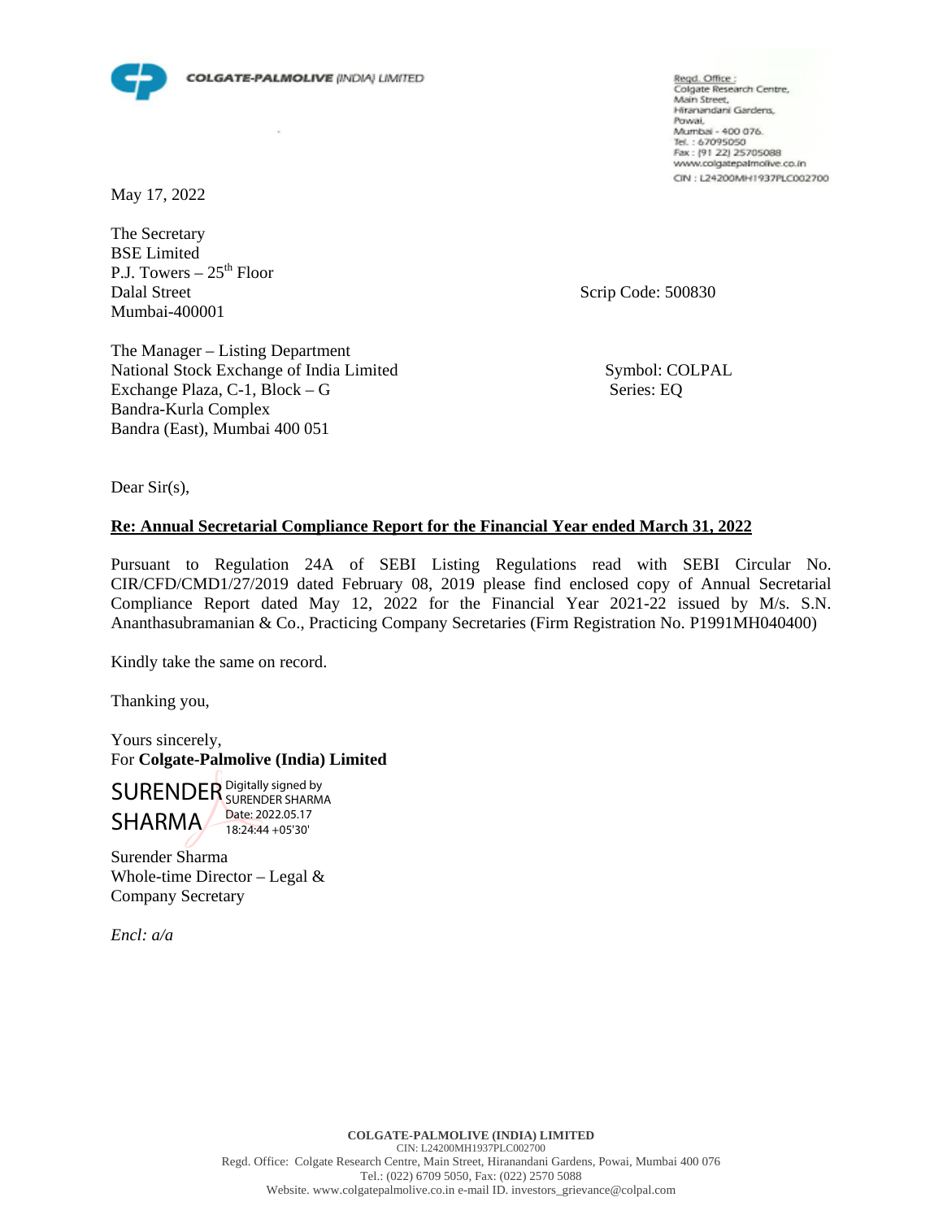**COLGATE-PALMOLIVE (INDIA) LIMITED**

Regd. Office :
Colgate Research Centre,
Main Street,
Hiranandani Gardens,
Powai,
Mumbai - 400 076.
Tel. : 67095050
Fax : (91 22) 25705088
www.colgatepalmolive.co.in
CIN : L24200MH1937PLC002700

May 17, 2022

The Secretary
BSE Limited
P.J. Towers – 25th Floor
Dalal Street
Mumbai-400001

Scrip Code: 500830

The Manager – Listing Department
National Stock Exchange of India Limited
Exchange Plaza, C-1, Block – G
Bandra-Kurla Complex
Bandra (East), Mumbai 400 051

Symbol: COLPAL
Series: EQ

Dear Sir(s),

**Re: Annual Secretarial Compliance Report for the Financial Year ended March 31, 2022**

Pursuant to Regulation 24A of SEBI Listing Regulations read with SEBI Circular No. CIR/CFD/CMD1/27/2019 dated February 08, 2019 please find enclosed copy of Annual Secretarial Compliance Report dated May 12, 2022 for the Financial Year 2021-22 issued by M/s. S.N. Ananthasubramanian & Co., Practicing Company Secretaries (Firm Registration No. P1991MH040400)

Kindly take the same on record.

Thanking you,

Yours sincerely,
For **Colgate-Palmolive (India) Limited**

SURENDER SHARMA
Digitally signed by SURENDER SHARMA
Date: 2022.05.17 18:24:44 +05'30'

Surender Sharma
Whole-time Director – Legal &
Company Secretary

*Encl: a/a*

**COLGATE-PALMOLIVE (INDIA) LIMITED**
CIN: L24200MH1937PLC002700
Regd. Office: Colgate Research Centre, Main Street, Hiranandani Gardens, Powai, Mumbai 400 076
Tel.: (022) 6709 5050, Fax: (022) 2570 5088
Website. www.colgatepalmolive.co.in e-mail ID. investors_grievance@colpal.com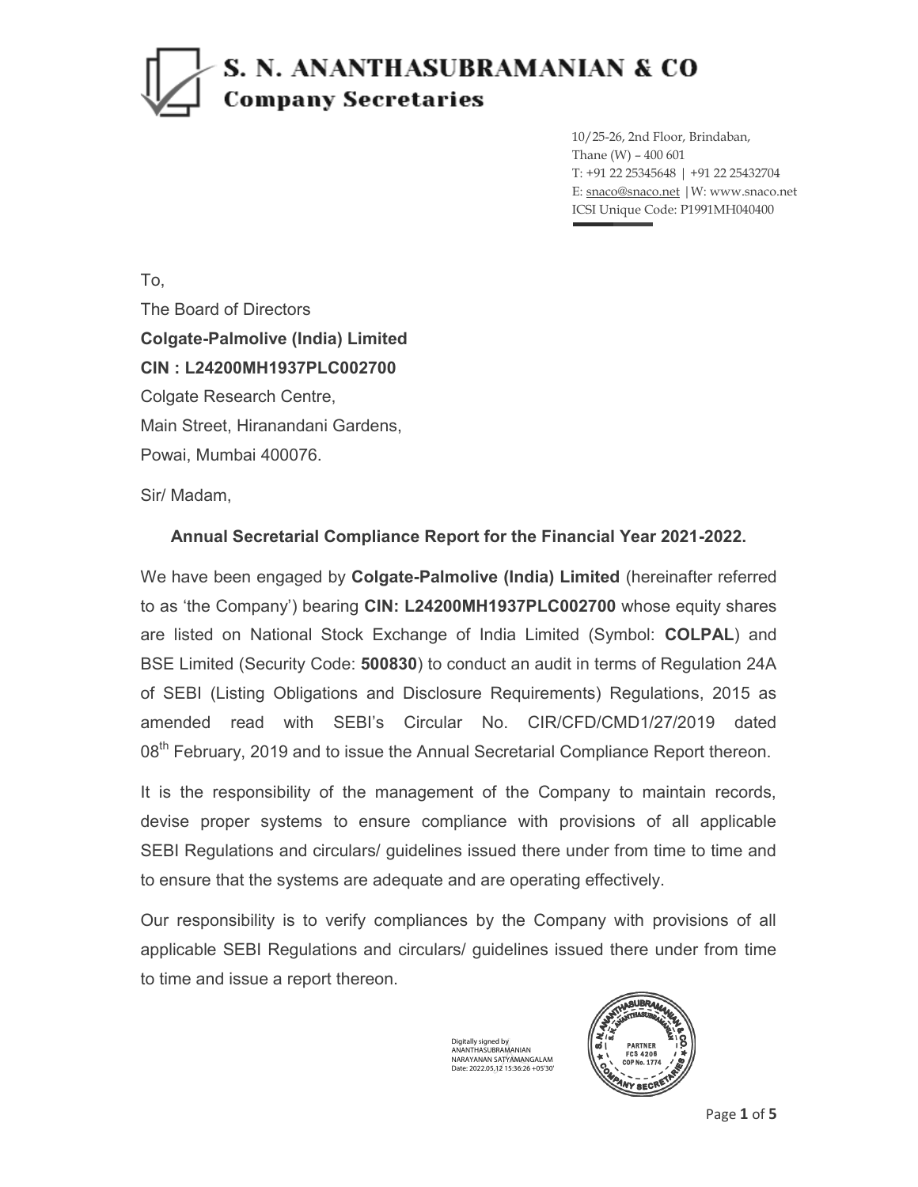# S. N. ANANTHASUBRAMANIAN & CO
## Company Secretaries

10/25-26, 2nd Floor, Brindaban,
Thane (W) – 400 601
T: +91 22 25345648 | +91 22 25432704
E: snaco@snaco.net | W: www.snaco.net
ICSI Unique Code: P1991MH040400

To,
The Board of Directors
**Colgate-Palmolive (India) Limited**
**CIN : L24200MH1937PLC002700**
Colgate Research Centre,
Main Street, Hiranandani Gardens,
Powai, Mumbai 400076.

Sir/ Madam,

**Annual Secretarial Compliance Report for the Financial Year 2021-2022.**

We have been engaged by **Colgate-Palmolive (India) Limited** (hereinafter referred to as 'the Company') bearing **CIN: L24200MH1937PLC002700** whose equity shares are listed on National Stock Exchange of India Limited (Symbol: **COLPAL**) and BSE Limited (Security Code: **500830**) to conduct an audit in terms of Regulation 24A of SEBI (Listing Obligations and Disclosure Requirements) Regulations, 2015 as amended read with SEBI's Circular No. CIR/CFD/CMD1/27/2019 dated 08th February, 2019 and to issue the Annual Secretarial Compliance Report thereon.

It is the responsibility of the management of the Company to maintain records, devise proper systems to ensure compliance with provisions of all applicable SEBI Regulations and circulars/ guidelines issued there under from time to time and to ensure that the systems are adequate and are operating effectively.

Our responsibility is to verify compliances by the Company with provisions of all applicable SEBI Regulations and circulars/ guidelines issued there under from time to time and issue a report thereon.

Digitally signed by ANANTHASUBRAMANIAN NARAYANAN SATYAMANGALAM
Date: 2022.05.12 15:36:26 +05'30'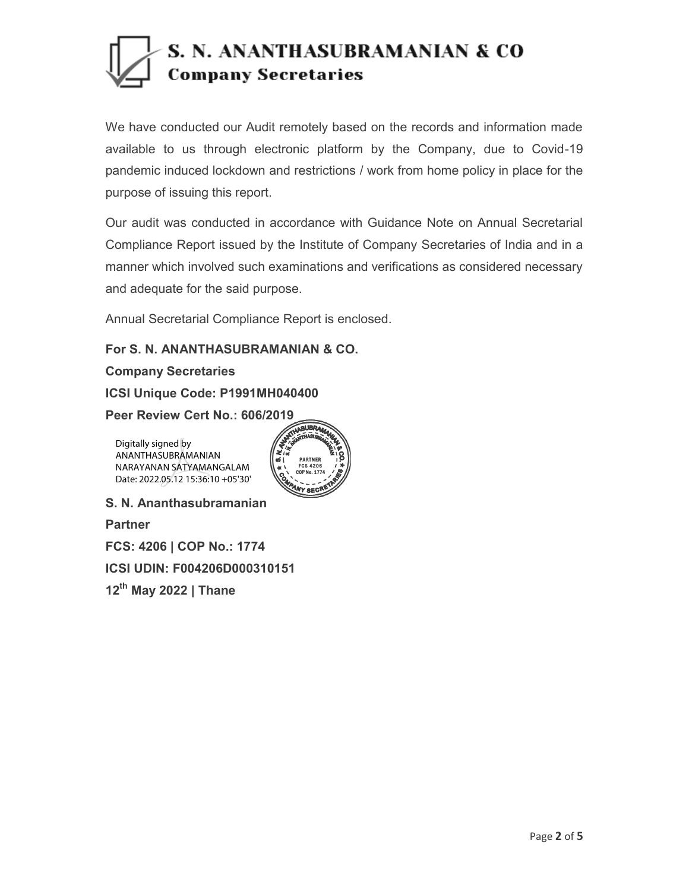We have conducted our Audit remotely based on the records and information made available to us through electronic platform by the Company, due to Covid-19 pandemic induced lockdown and restrictions / work from home policy in place for the purpose of issuing this report.

Our audit was conducted in accordance with Guidance Note on Annual Secretarial Compliance Report issued by the Institute of Company Secretaries of India and in a manner which involved such examinations and verifications as considered necessary and adequate for the said purpose.

Annual Secretarial Compliance Report is enclosed.

**For S. N. ANANTHASUBRAMANIAN & CO.**

**Company Secretaries**

**ICSI Unique Code: P1991MH040400**

**Peer Review Cert No.: 606/2019**

Digitally signed by ANANTHASUBRAMANIAN NARAYANAN SATYAMANGALAM
Date: 2022.05.12 15:36:10 +05'30'

**S. N. Ananthasubramanian**

**Partner**

**FCS: 4206 | COP No.: 1774**

**ICSI UDIN: F004206D000310151**

**12th May 2022 | Thane**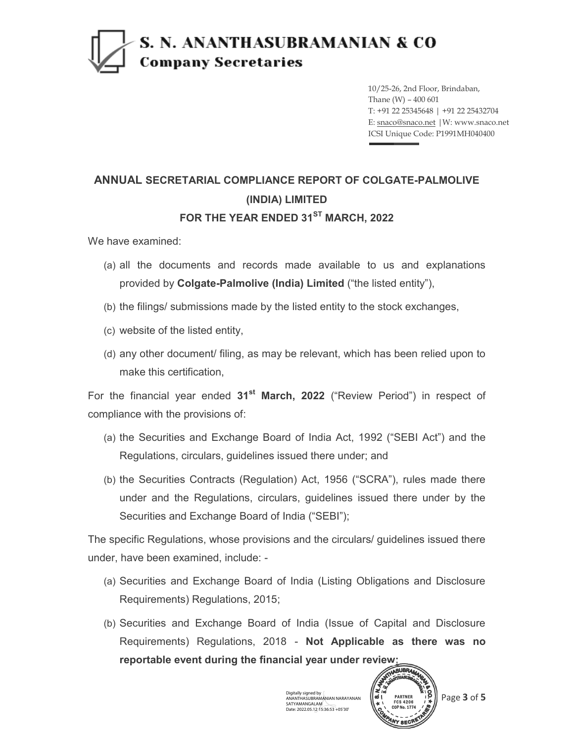# S. N. ANANTHASUBRAMANIAN & CO
**Company Secretaries**

10/25-26, 2nd Floor, Brindaban,
Thane (W) – 400 601
T: +91 22 25345648 | +91 22 25432704
E: snaco@snaco.net | W: www.snaco.net
ICSI Unique Code: P1991MH040400

## ANNUAL SECRETARIAL COMPLIANCE REPORT OF COLGATE-PALMOLIVE (INDIA) LIMITED FOR THE YEAR ENDED 31ST MARCH, 2022

We have examined:

(a) all the documents and records made available to us and explanations provided by **Colgate-Palmolive (India) Limited** ("the listed entity"),

(b) the filings/ submissions made by the listed entity to the stock exchanges,

(c) website of the listed entity,

(d) any other document/ filing, as may be relevant, which has been relied upon to make this certification,

For the financial year ended **31st March, 2022** ("Review Period") in respect of compliance with the provisions of:

(a) the Securities and Exchange Board of India Act, 1992 ("SEBI Act") and the Regulations, circulars, guidelines issued there under; and

(b) the Securities Contracts (Regulation) Act, 1956 ("SCRA"), rules made there under and the Regulations, circulars, guidelines issued there under by the Securities and Exchange Board of India ("SEBI");

The specific Regulations, whose provisions and the circulars/ guidelines issued there under, have been examined, include: -

(a) Securities and Exchange Board of India (Listing Obligations and Disclosure Requirements) Regulations, 2015;

(b) Securities and Exchange Board of India (Issue of Capital and Disclosure Requirements) Regulations, 2018 - **Not Applicable as there was no reportable event during the financial year under review;**

Digitally signed by ANANTHASUBRAMANIAN NARAYANAN SATYAMANGALAM
Date: 2022.05.12 15:36:53 +05'30'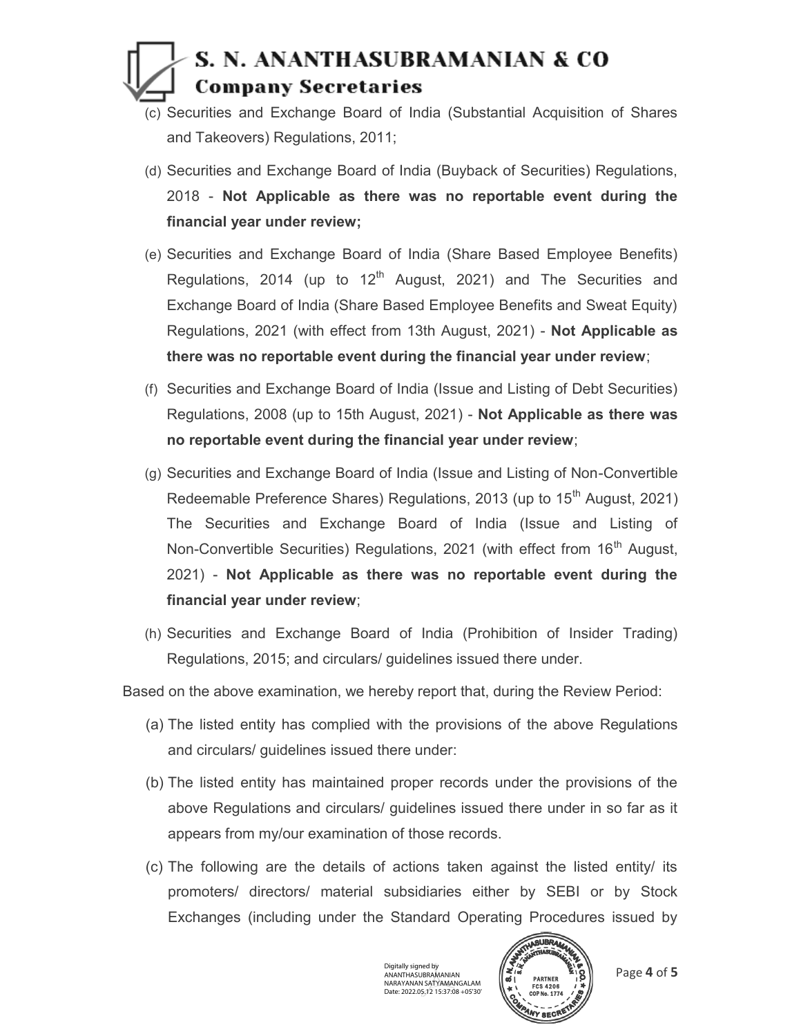(c) Securities and Exchange Board of India (Substantial Acquisition of Shares and Takeovers) Regulations, 2011;

(d) Securities and Exchange Board of India (Buyback of Securities) Regulations, 2018 - **Not Applicable as there was no reportable event during the financial year under review;**

(e) Securities and Exchange Board of India (Share Based Employee Benefits) Regulations, 2014 (up to 12th August, 2021) and The Securities and Exchange Board of India (Share Based Employee Benefits and Sweat Equity) Regulations, 2021 (with effect from 13th August, 2021) - **Not Applicable as there was no reportable event during the financial year under review**;

(f) Securities and Exchange Board of India (Issue and Listing of Debt Securities) Regulations, 2008 (up to 15th August, 2021) - **Not Applicable as there was no reportable event during the financial year under review**;

(g) Securities and Exchange Board of India (Issue and Listing of Non-Convertible Redeemable Preference Shares) Regulations, 2013 (up to 15th August, 2021) The Securities and Exchange Board of India (Issue and Listing of Non-Convertible Securities) Regulations, 2021 (with effect from 16th August, 2021) - **Not Applicable as there was no reportable event during the financial year under review**;

(h) Securities and Exchange Board of India (Prohibition of Insider Trading) Regulations, 2015; and circulars/ guidelines issued there under.

Based on the above examination, we hereby report that, during the Review Period:

(a) The listed entity has complied with the provisions of the above Regulations and circulars/ guidelines issued there under:

(b) The listed entity has maintained proper records under the provisions of the above Regulations and circulars/ guidelines issued there under in so far as it appears from my/our examination of those records.

(c) The following are the details of actions taken against the listed entity/ its promoters/ directors/ material subsidiaries either by SEBI or by Stock Exchanges (including under the Standard Operating Procedures issued by

Digitally signed by ANANTHASUBRAMANIAN NARAYANAN SATYAMANGALAM Date: 2022.05.12 15:37:08 +05'30'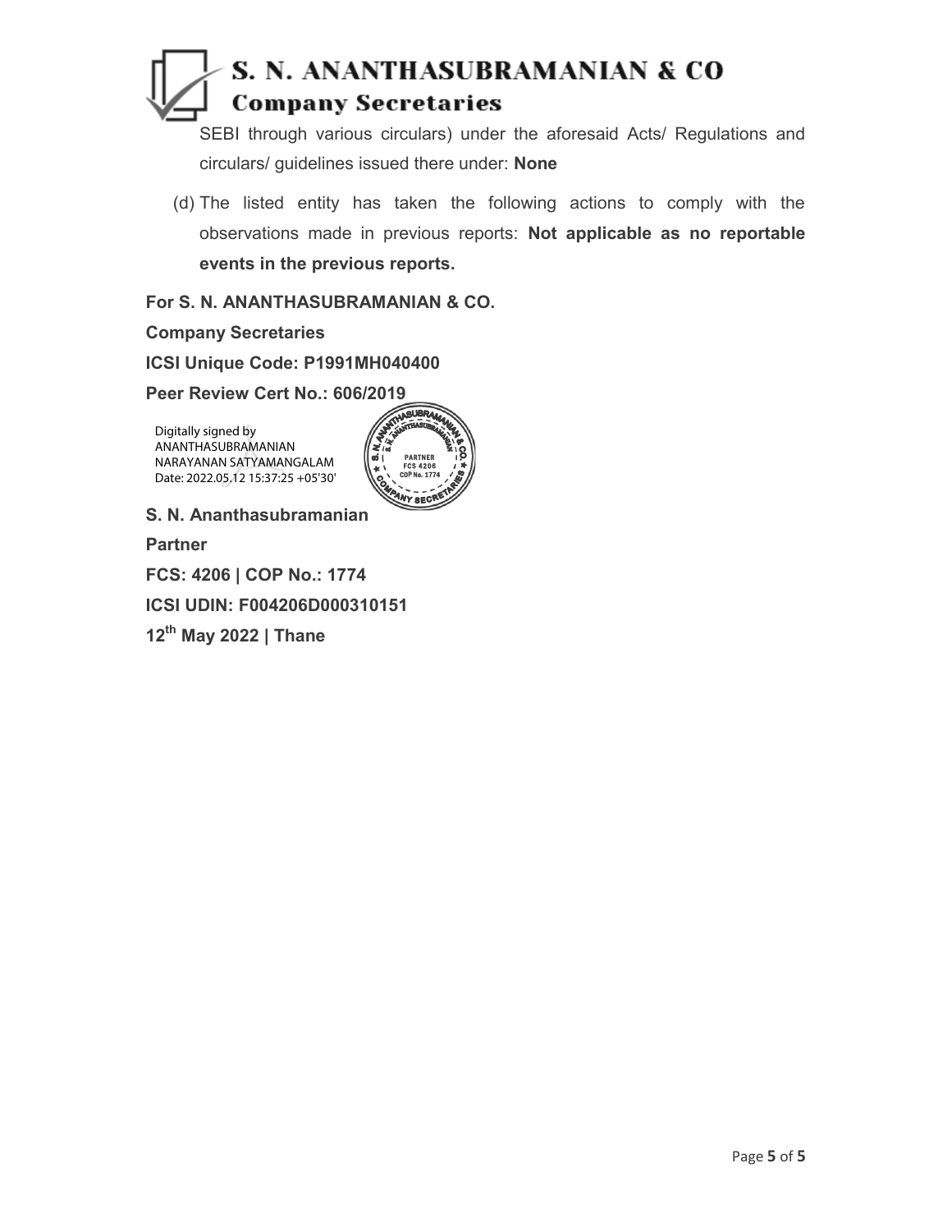SEBI through various circulars) under the aforesaid Acts/ Regulations and circulars/ guidelines issued there under: **None**

(d) The listed entity has taken the following actions to comply with the observations made in previous reports: **Not applicable as no reportable events in the previous reports.**

**For S. N. ANANTHASUBRAMANIAN & CO.**

**Company Secretaries**

**ICSI Unique Code: P1991MH040400**

**Peer Review Cert No.: 606/2019**

Digitally signed by ANANTHASUBRAMANIAN NARAYANAN SATYAMANGALAM
Date: 2022.05.12 15:37:25 +05'30'

**S. N. Ananthasubramanian**

**Partner**

**FCS: 4206 | COP No.: 1774**

**ICSI UDIN: F004206D000310151**

**12th May 2022 | Thane**